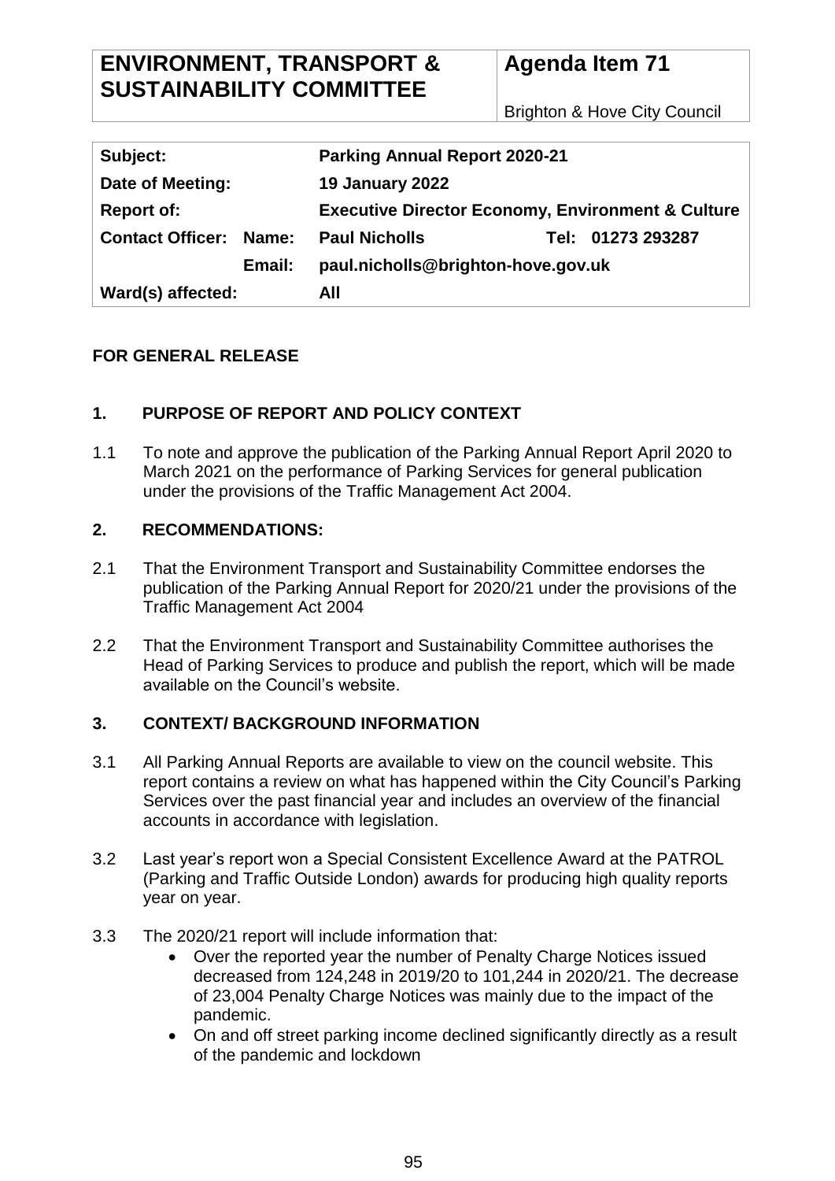| ENVIRONMENT, TRANSPORT & SUSTAINABILITY COMMITTEE | Agenda Item 71 |
|---|---|
| | Brighton & Hove City Council |

| | | | |
|---|---|---|---|
| **Subject:** | | **Parking Annual Report 2020-21** | |
| **Date of Meeting:** | | **19 January 2022** | |
| **Report of:** | | **Executive Director Economy, Environment & Culture** | |
| **Contact Officer:** | **Name:** | **Paul Nicholls** | **Tel: 01273 293287** |
| | **Email:** | **paul.nicholls@brighton-hove.gov.uk** | |
| **Ward(s) affected:** | | **All** | |

**FOR GENERAL RELEASE**

## 1. PURPOSE OF REPORT AND POLICY CONTEXT

1.1 To note and approve the publication of the Parking Annual Report April 2020 to March 2021 on the performance of Parking Services for general publication under the provisions of the Traffic Management Act 2004.

## 2. RECOMMENDATIONS:

2.1 That the Environment Transport and Sustainability Committee endorses the publication of the Parking Annual Report for 2020/21 under the provisions of the Traffic Management Act 2004

2.2 That the Environment Transport and Sustainability Committee authorises the Head of Parking Services to produce and publish the report, which will be made available on the Council's website.

## 3. CONTEXT/ BACKGROUND INFORMATION

3.1 All Parking Annual Reports are available to view on the council website. This report contains a review on what has happened within the City Council's Parking Services over the past financial year and includes an overview of the financial accounts in accordance with legislation.

3.2 Last year's report won a Special Consistent Excellence Award at the PATROL (Parking and Traffic Outside London) awards for producing high quality reports year on year.

3.3 The 2020/21 report will include information that:

- Over the reported year the number of Penalty Charge Notices issued decreased from 124,248 in 2019/20 to 101,244 in 2020/21. The decrease of 23,004 Penalty Charge Notices was mainly due to the impact of the pandemic.
- On and off street parking income declined significantly directly as a result of the pandemic and lockdown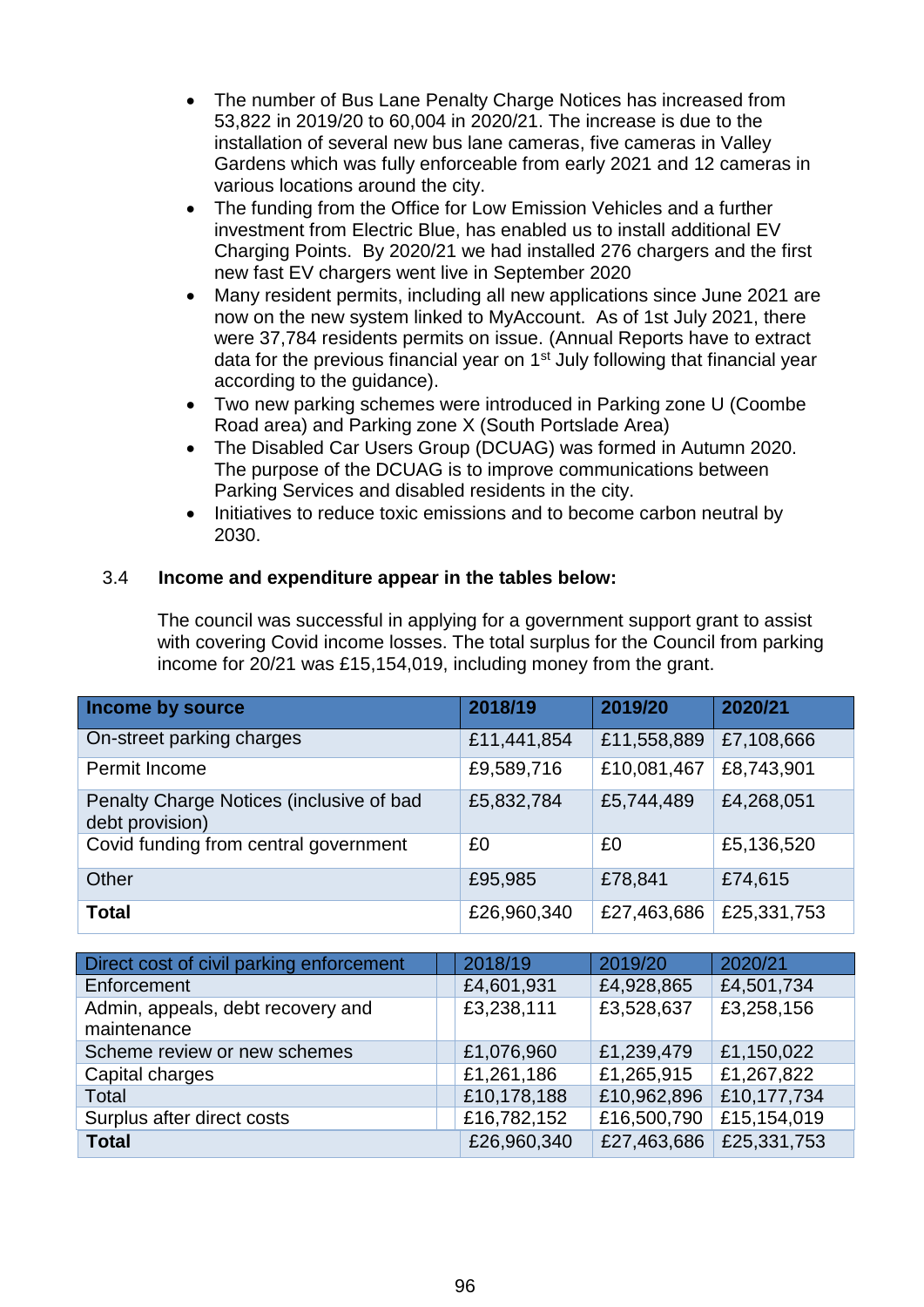- The number of Bus Lane Penalty Charge Notices has increased from 53,822 in 2019/20 to 60,004 in 2020/21. The increase is due to the installation of several new bus lane cameras, five cameras in Valley Gardens which was fully enforceable from early 2021 and 12 cameras in various locations around the city.
- The funding from the Office for Low Emission Vehicles and a further investment from Electric Blue, has enabled us to install additional EV Charging Points. By 2020/21 we had installed 276 chargers and the first new fast EV chargers went live in September 2020
- Many resident permits, including all new applications since June 2021 are now on the new system linked to MyAccount. As of 1st July 2021, there were 37,784 residents permits on issue. (Annual Reports have to extract data for the previous financial year on 1st July following that financial year according to the guidance).
- Two new parking schemes were introduced in Parking zone U (Coombe Road area) and Parking zone X (South Portslade Area)
- The Disabled Car Users Group (DCUAG) was formed in Autumn 2020. The purpose of the DCUAG is to improve communications between Parking Services and disabled residents in the city.
- Initiatives to reduce toxic emissions and to become carbon neutral by 2030.

### 3.4 Income and expenditure appear in the tables below:

The council was successful in applying for a government support grant to assist with covering Covid income losses. The total surplus for the Council from parking income for 20/21 was £15,154,019, including money from the grant.

| Income by source | 2018/19 | 2019/20 | 2020/21 |
|---|---|---|---|
| On-street parking charges | £11,441,854 | £11,558,889 | £7,108,666 |
| Permit Income | £9,589,716 | £10,081,467 | £8,743,901 |
| Penalty Charge Notices (inclusive of bad debt provision) | £5,832,784 | £5,744,489 | £4,268,051 |
| Covid funding from central government | £0 | £0 | £5,136,520 |
| Other | £95,985 | £78,841 | £74,615 |
| **Total** | £26,960,340 | £27,463,686 | £25,331,753 |

| Direct cost of civil parking enforcement | 2018/19 | 2019/20 | 2020/21 |
|---|---|---|---|
| Enforcement | £4,601,931 | £4,928,865 | £4,501,734 |
| Admin, appeals, debt recovery and maintenance | £3,238,111 | £3,528,637 | £3,258,156 |
| Scheme review or new schemes | £1,076,960 | £1,239,479 | £1,150,022 |
| Capital charges | £1,261,186 | £1,265,915 | £1,267,822 |
| Total | £10,178,188 | £10,962,896 | £10,177,734 |
| Surplus after direct costs | £16,782,152 | £16,500,790 | £15,154,019 |
| **Total** | £26,960,340 | £27,463,686 | £25,331,753 |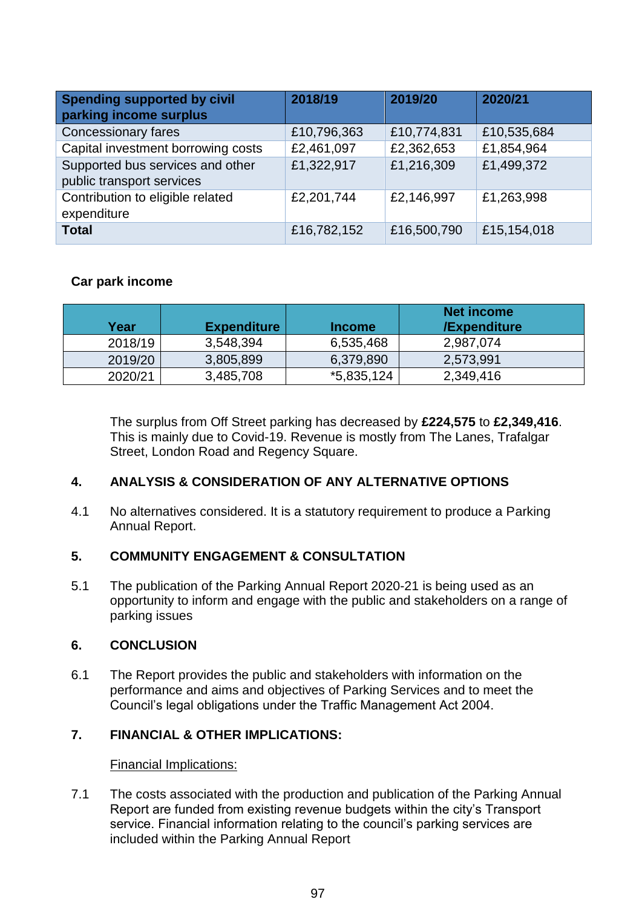| Spending supported by civil parking income surplus | 2018/19 | 2019/20 | 2020/21 |
|---|---|---|---|
| Concessionary fares | £10,796,363 | £10,774,831 | £10,535,684 |
| Capital investment borrowing costs | £2,461,097 | £2,362,653 | £1,854,964 |
| Supported bus services and other public transport services | £1,322,917 | £1,216,309 | £1,499,372 |
| Contribution to eligible related expenditure | £2,201,744 | £2,146,997 | £1,263,998 |
| **Total** | £16,782,152 | £16,500,790 | £15,154,018 |

**Car park income**

| Year | Expenditure | Income | Net income /Expenditure |
|---|---|---|---|
| 2018/19 | 3,548,394 | 6,535,468 | 2,987,074 |
| 2019/20 | 3,805,899 | 6,379,890 | 2,573,991 |
| 2020/21 | 3,485,708 | *5,835,124 | 2,349,416 |

The surplus from Off Street parking has decreased by **£224,575** to **£2,349,416**. This is mainly due to Covid-19. Revenue is mostly from The Lanes, Trafalgar Street, London Road and Regency Square.

## 4. ANALYSIS & CONSIDERATION OF ANY ALTERNATIVE OPTIONS

4.1 No alternatives considered. It is a statutory requirement to produce a Parking Annual Report.

## 5. COMMUNITY ENGAGEMENT & CONSULTATION

5.1 The publication of the Parking Annual Report 2020-21 is being used as an opportunity to inform and engage with the public and stakeholders on a range of parking issues

## 6. CONCLUSION

6.1 The Report provides the public and stakeholders with information on the performance and aims and objectives of Parking Services and to meet the Council's legal obligations under the Traffic Management Act 2004.

## 7. FINANCIAL & OTHER IMPLICATIONS:

Financial Implications:

7.1 The costs associated with the production and publication of the Parking Annual Report are funded from existing revenue budgets within the city's Transport service. Financial information relating to the council's parking services are included within the Parking Annual Report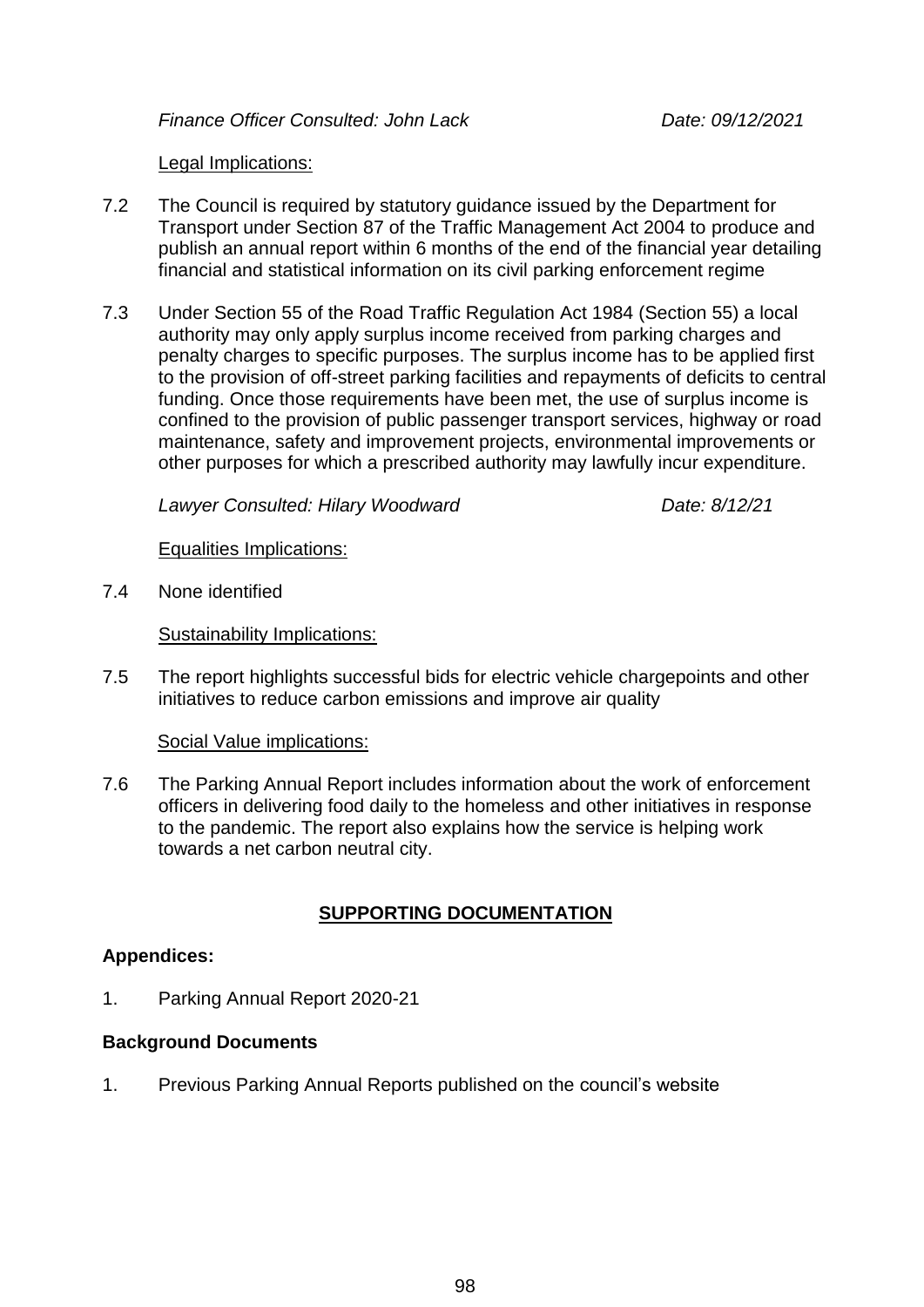*Finance Officer Consulted: John Lack* *Date: 09/12/2021*

Legal Implications:

7.2 The Council is required by statutory guidance issued by the Department for Transport under Section 87 of the Traffic Management Act 2004 to produce and publish an annual report within 6 months of the end of the financial year detailing financial and statistical information on its civil parking enforcement regime

7.3 Under Section 55 of the Road Traffic Regulation Act 1984 (Section 55) a local authority may only apply surplus income received from parking charges and penalty charges to specific purposes. The surplus income has to be applied first to the provision of off-street parking facilities and repayments of deficits to central funding. Once those requirements have been met, the use of surplus income is confined to the provision of public passenger transport services, highway or road maintenance, safety and improvement projects, environmental improvements or other purposes for which a prescribed authority may lawfully incur expenditure.

*Lawyer Consulted: Hilary Woodward* *Date: 8/12/21*

Equalities Implications:

7.4 None identified

Sustainability Implications:

7.5 The report highlights successful bids for electric vehicle chargepoints and other initiatives to reduce carbon emissions and improve air quality

Social Value implications:

7.6 The Parking Annual Report includes information about the work of enforcement officers in delivering food daily to the homeless and other initiatives in response to the pandemic. The report also explains how the service is helping work towards a net carbon neutral city.

## SUPPORTING DOCUMENTATION

**Appendices:**

1. Parking Annual Report 2020-21

**Background Documents**

1. Previous Parking Annual Reports published on the council's website